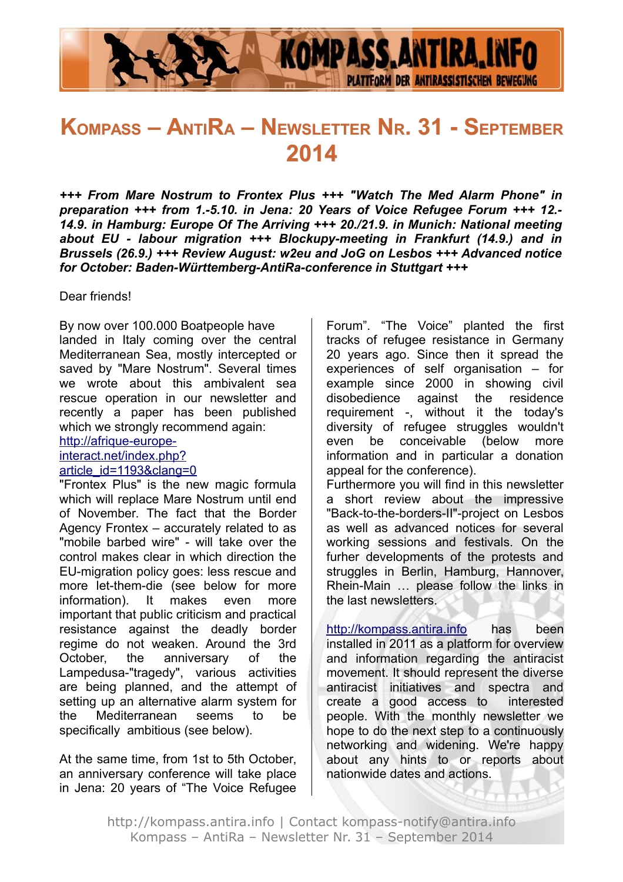# Kompass – AntiRa – Newsletter Nr. 31 - September 2014

***+++ From Mare Nostrum to Frontex Plus +++ "Watch The Med Alarm Phone" in preparation +++ from 1.-5.10. in Jena: 20 Years of Voice Refugee Forum +++ 12.-14.9. in Hamburg: Europe Of The Arriving +++ 20./21.9. in Munich: National meeting about EU - labour migration +++ Blockupy-meeting in Frankfurt (14.9.) and in Brussels (26.9.) +++ Review August: w2eu and JoG on Lesbos +++ Advanced notice for October: Baden-Württemberg-AntiRa-conference in Stuttgart +++***

Dear friends!

By now over 100.000 Boatpeople have landed in Italy coming over the central Mediterranean Sea, mostly intercepted or saved by "Mare Nostrum". Several times we wrote about this ambivalent sea rescue operation in our newsletter and recently a paper has been published which we strongly recommend again: [http://afrique-europe-interact.net/index.php?article_id=1193&clang=0](http://afrique-europe-interact.net/index.php?article_id=1193&clang=0)

"Frontex Plus" is the new magic formula which will replace Mare Nostrum until end of November. The fact that the Border Agency Frontex – accurately related to as "mobile barbed wire" - will take over the control makes clear in which direction the EU-migration policy goes: less rescue and more let-them-die (see below for more information). It makes even more important that public criticism and practical resistance against the deadly border regime do not weaken. Around the 3rd October, the anniversary of the Lampedusa-"tragedy", various activities are being planned, and the attempt of setting up an alternative alarm system for the Mediterranean seems to be specifically ambitious (see below).

At the same time, from 1st to 5th October, an anniversary conference will take place in Jena: 20 years of "The Voice Refugee Forum". "The Voice" planted the first tracks of refugee resistance in Germany 20 years ago. Since then it spread the experiences of self organisation – for example since 2000 in showing civil disobedience against the residence requirement -, without it the today's diversity of refugee struggles wouldn't even be conceivable (below more information and in particular a donation appeal for the conference).

Furthermore you will find in this newsletter a short review about the impressive "Back-to-the-borders-II"-project on Lesbos as well as advanced notices for several working sessions and festivals. On the furher developments of the protests and struggles in Berlin, Hamburg, Hannover, Rhein-Main … please follow the links in the last newsletters.

[http://kompass.antira.info](http://kompass.antira.info) has been installed in 2011 as a platform for overview and information regarding the antiracist movement. It should represent the diverse antiracist initiatives and spectra and create a good access to interested people. With the monthly newsletter we hope to do the next step to a continuously networking and widening. We're happy about any hints to or reports about nationwide dates and actions.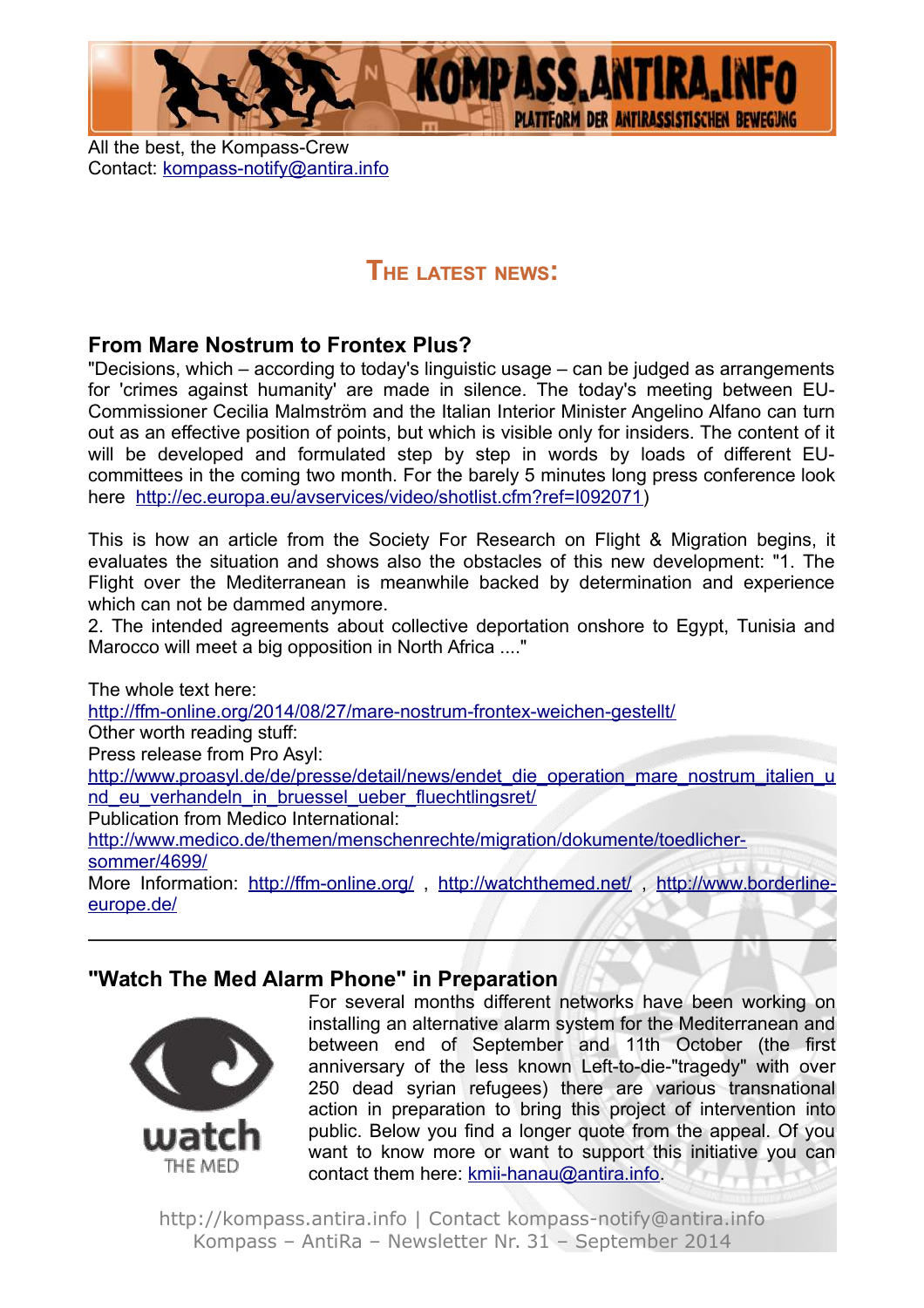All the best, the Kompass-Crew
Contact: kompass-notify@antira.info

## The latest news:

### From Mare Nostrum to Frontex Plus?

"Decisions, which – according to today's linguistic usage – can be judged as arrangements for 'crimes against humanity' are made in silence. The today's meeting between EU-Commissioner Cecilia Malmström and the Italian Interior Minister Angelino Alfano can turn out as an effective position of points, but which is visible only for insiders. The content of it will be developed and formulated step by step in words by loads of different EU-committees in the coming two month. For the barely 5 minutes long press conference look here http://ec.europa.eu/avservices/video/shotlist.cfm?ref=I092071)

This is how an article from the Society For Research on Flight & Migration begins, it evaluates the situation and shows also the obstacles of this new development: "1. The Flight over the Mediterranean is meanwhile backed by determination and experience which can not be dammed anymore.
2. The intended agreements about collective deportation onshore to Egypt, Tunisia and Marocco will meet a big opposition in North Africa ...."

The whole text here:
http://ffm-online.org/2014/08/27/mare-nostrum-frontex-weichen-gestellt/
Other worth reading stuff:
Press release from Pro Asyl:
http://www.proasyl.de/de/presse/detail/news/endet_die_operation_mare_nostrum_italien_und_eu_verhandeln_in_bruessel_ueber_fluechtlingsret/
Publication from Medico International:
http://www.medico.de/themen/menschenrechte/migration/dokumente/toedlicher-sommer/4699/
More Information: http://ffm-online.org/ , http://watchthemed.net/ , http://www.borderline-europe.de/

---

### "Watch The Med Alarm Phone" in Preparation

For several months different networks have been working on installing an alternative alarm system for the Mediterranean and between end of September and 11th October (the first anniversary of the less known Left-to-die-"tragedy" with over 250 dead syrian refugees) there are various transnational action in preparation to bring this project of intervention into public. Below you find a longer quote from the appeal. Of you want to know more or want to support this initiative you can contact them here: kmii-hanau@antira.info.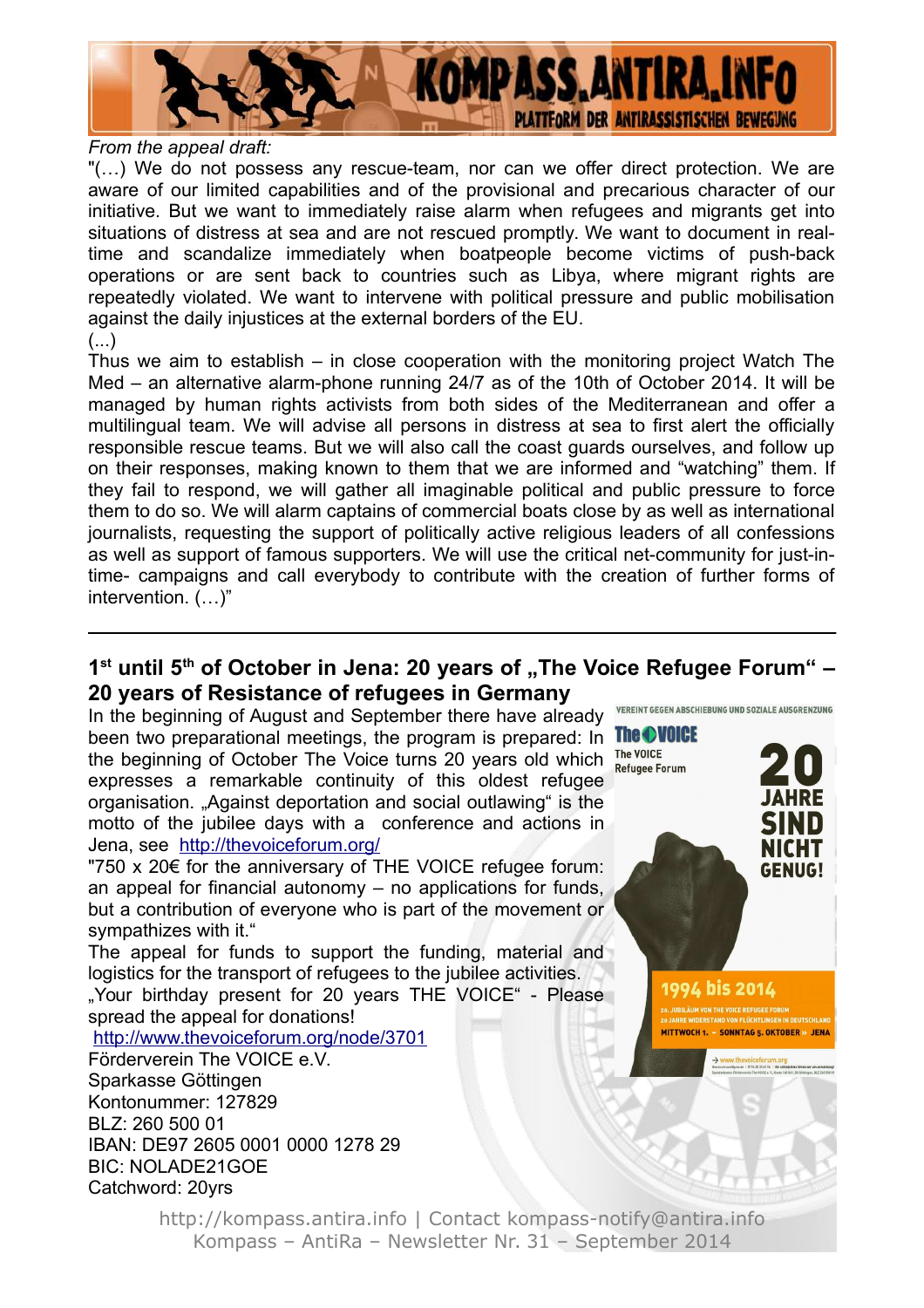*From the appeal draft:*

"(…) We do not possess any rescue-team, nor can we offer direct protection. We are aware of our limited capabilities and of the provisional and precarious character of our initiative. But we want to immediately raise alarm when refugees and migrants get into situations of distress at sea and are not rescued promptly. We want to document in real-time and scandalize immediately when boatpeople become victims of push-back operations or are sent back to countries such as Libya, where migrant rights are repeatedly violated. We want to intervene with political pressure and public mobilisation against the daily injustices at the external borders of the EU.

(...)

Thus we aim to establish – in close cooperation with the monitoring project Watch The Med – an alternative alarm-phone running 24/7 as of the 10th of October 2014. It will be managed by human rights activists from both sides of the Mediterranean and offer a multilingual team. We will advise all persons in distress at sea to first alert the officially responsible rescue teams. But we will also call the coast guards ourselves, and follow up on their responses, making known to them that we are informed and "watching" them. If they fail to respond, we will gather all imaginable political and public pressure to force them to do so. We will alarm captains of commercial boats close by as well as international journalists, requesting the support of politically active religious leaders of all confessions as well as support of famous supporters. We will use the critical net-community for just-in-time- campaigns and call everybody to contribute with the creation of further forms of intervention. (…)"

---

## 1st until 5th of October in Jena: 20 years of „The Voice Refugee Forum" – 20 years of Resistance of refugees in Germany

In the beginning of August and September there have already been two preparational meetings, and the program is prepared: In the beginning of October The Voice turns 20 years old which expresses a remarkable continuity of this oldest refugee organisation. „Against deportation and social outlawing" is the motto of the jubilee days with a conference and actions in Jena, see http://thevoiceforum.org/

"750 x 20€ for the anniversary of THE VOICE refugee forum: an appeal for financial autonomy – no applications for funds, but a contribution of everyone who is part of the movement or sympathizes with it."

The appeal for funds to support the funding, material and logistics for the transport of refugees to the jubilee activities.

„Your birthday present for 20 years THE VOICE" - Please spread the appeal for donations!

http://www.thevoiceforum.org/node/3701

Förderverein The VOICE e.V.
Sparkasse Göttingen
Kontonummer: 127829
BLZ: 260 500 01
IBAN: DE97 2605 0001 0000 1278 29
BIC: NOLADE21GOE
Catchword: 20yrs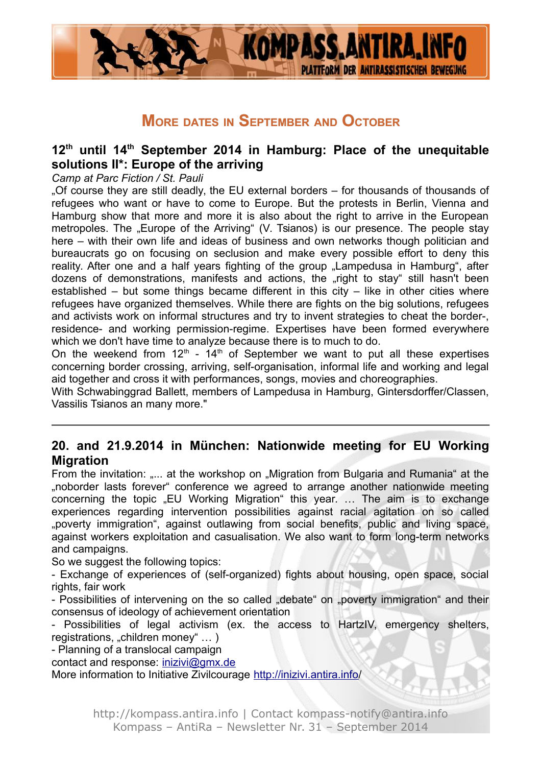# More dates in September and October

## 12th until 14th September 2014 in Hamburg: Place of the unequitable solutions II*: Europe of the arriving

*Camp at Parc Fiction / St. Pauli*

„Of course they are still deadly, the EU external borders – for thousands of thousands of refugees who want or have to come to Europe. But the protests in Berlin, Vienna and Hamburg show that more and more it is also about the right to arrive in the European metropoles. The „Europe of the Arriving“ (V. Tsianos) is our presence. The people stay here – with their own life and ideas of business and own networks though politician and bureaucrats go on focusing on seclusion and make every possible effort to deny this reality. After one and a half years fighting of the group „Lampedusa in Hamburg“, after dozens of demonstrations, manifests and actions, the „right to stay“ still hasn't been established – but some things became different in this city – like in other cities where refugees have organized themselves. While there are fights on the big solutions, refugees and activists work on informal structures and try to invent strategies to cheat the border-, residence- and working permission-regime. Expertises have been formed everywhere which we don't have time to analyze because there is to much to do.

On the weekend from 12th - 14th of September we want to put all these expertises concerning border crossing, arriving, self-organisation, informal life and working and legal aid together and cross it with performances, songs, movies and choreographies.

With Schwabinggrad Ballett, members of Lampedusa in Hamburg, Gintersdorffer/Classen, Vassilis Tsianos an many more."

---

## 20. and 21.9.2014 in München: Nationwide meeting for EU Working Migration

From the invitation: „... at the workshop on „Migration from Bulgaria and Rumania“ at the „noborder lasts forever“ conference we agreed to arrange another nationwide meeting concerning the topic „EU Working Migration“ this year. … The aim is to exchange experiences regarding intervention possibilities against racial agitation on so called „poverty immigration“, against outlawing from social benefits, public and living space, against workers exploitation and casualisation. We also want to form long-term networks and campaigns.

So we suggest the following topics:

- Exchange of experiences of (self-organized) fights about housing, open space, social rights, fair work
- Possibilities of intervening on the so called „debate“ on „poverty immigration“ and their consensus of ideology of achievement orientation
- Possibilities of legal activism (ex. the access to HartzIV, emergency shelters, registrations, „children money“ … )
- Planning of a translocal campaign

contact and response: inizivi@gmx.de

More information to Initiative Zivilcourage http://inizivi.antira.info/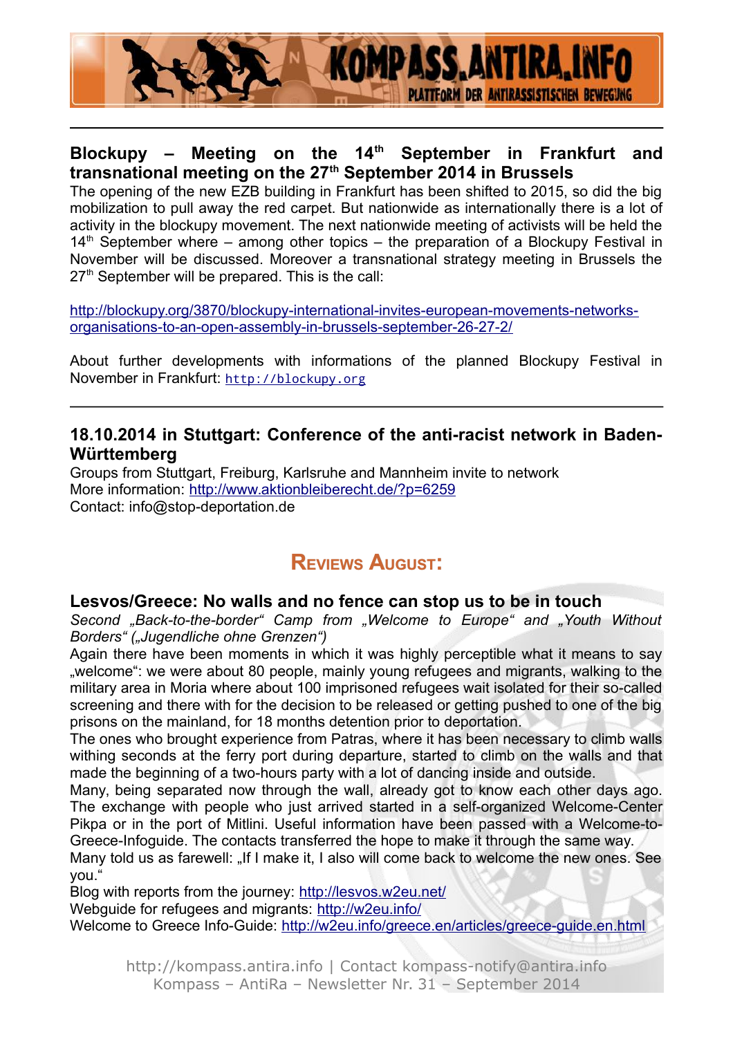## Blockupy – Meeting on the 14th September in Frankfurt and transnational meeting on the 27th September 2014 in Brussels

The opening of the new EZB building in Frankfurt has been shifted to 2015, so did the big mobilization to pull away the red carpet. But nationwide as internationally there is a lot of activity in the blockupy movement. The next nationwide meeting of activists will be held the 14th September where – among other topics – the preparation of a Blockupy Festival in November will be discussed. Moreover a transnational strategy meeting in Brussels the 27th September will be prepared. This is the call:

http://blockupy.org/3870/blockupy-international-invites-european-movements-networks-organisations-to-an-open-assembly-in-brussels-september-26-27-2/

About further developments with informations of the planned Blockupy Festival in November in Frankfurt: http://blockupy.org

---

## 18.10.2014 in Stuttgart: Conference of the anti-racist network in Baden-Württemberg

Groups from Stuttgart, Freiburg, Karlsruhe and Mannheim invite to network
More information: http://www.aktionbleiberecht.de/?p=6259
Contact: info@stop-deportation.de

# Reviews August:

## Lesvos/Greece: No walls and no fence can stop us to be in touch

*Second „Back-to-the-border" Camp from „Welcome to Europe" and „Youth Without Borders" („Jugendliche ohne Grenzen")*

Again there have been moments in which it was highly perceptible what it means to say „welcome": we were about 80 people, mainly young refugees and migrants, walking to the military area in Moria where about 100 imprisoned refugees wait isolated for their so-called screening and there with for the decision to be released or getting pushed to one of the big prisons on the mainland, for 18 months detention prior to deportation.

The ones who brought experience from Patras, where it has been necessary to climb walls withing seconds at the ferry port during departure, started to climb on the walls and that made the beginning of a two-hours party with a lot of dancing inside and outside.

Many, being separated now through the wall, already got to know each other days ago. The exchange with people who just arrived started in a self-organized Welcome-Center Pikpa or in the port of Mitlini. Useful information have been passed with a Welcome-to-Greece-Infoguide. The contacts transferred the hope to make it through the same way.

Many told us as farewell: „If I make it, I also will come back to welcome the new ones. See you."

Blog with reports from the journey: http://lesvos.w2eu.net/
Webguide for refugees and migrants: http://w2eu.info/
Welcome to Greece Info-Guide: http://w2eu.info/greece.en/articles/greece-guide.en.html